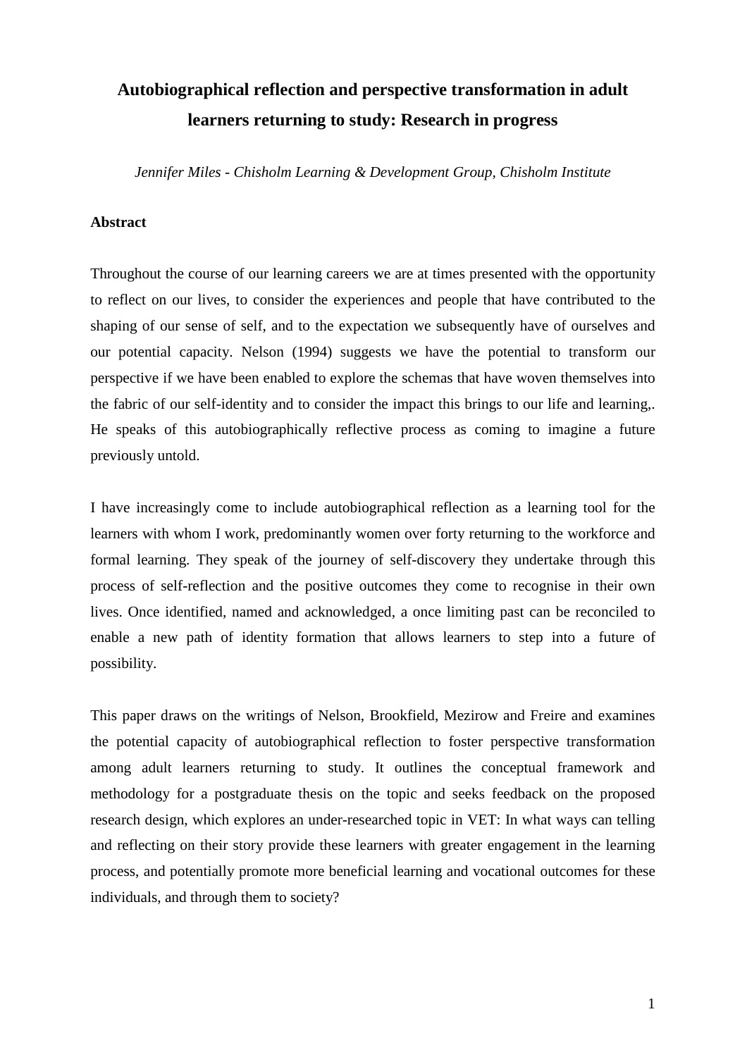# Autobiographical reflection and perspective transformation in adult learners returning to study: Research in progress

*Jennifer Miles - Chisholm Learning & Development Group, Chisholm Institute*

## Abstract

Throughout the course of our learning careers we are at times presented with the opportunity to reflect on our lives, to consider the experiences and people that have contributed to the shaping of our sense of self, and to the expectation we subsequently have of ourselves and our potential capacity. Nelson (1994) suggests we have the potential to transform our perspective if we have been enabled to explore the schemas that have woven themselves into the fabric of our self-identity and to consider the impact this brings to our life and learning,. He speaks of this autobiographically reflective process as coming to imagine a future previously untold.

I have increasingly come to include autobiographical reflection as a learning tool for the learners with whom I work, predominantly women over forty returning to the workforce and formal learning. They speak of the journey of self-discovery they undertake through this process of self-reflection and the positive outcomes they come to recognise in their own lives. Once identified, named and acknowledged, a once limiting past can be reconciled to enable a new path of identity formation that allows learners to step into a future of possibility.

This paper draws on the writings of Nelson, Brookfield, Mezirow and Freire and examines the potential capacity of autobiographical reflection to foster perspective transformation among adult learners returning to study. It outlines the conceptual framework and methodology for a postgraduate thesis on the topic and seeks feedback on the proposed research design, which explores an under-researched topic in VET: In what ways can telling and reflecting on their story provide these learners with greater engagement in the learning process, and potentially promote more beneficial learning and vocational outcomes for these individuals, and through them to society?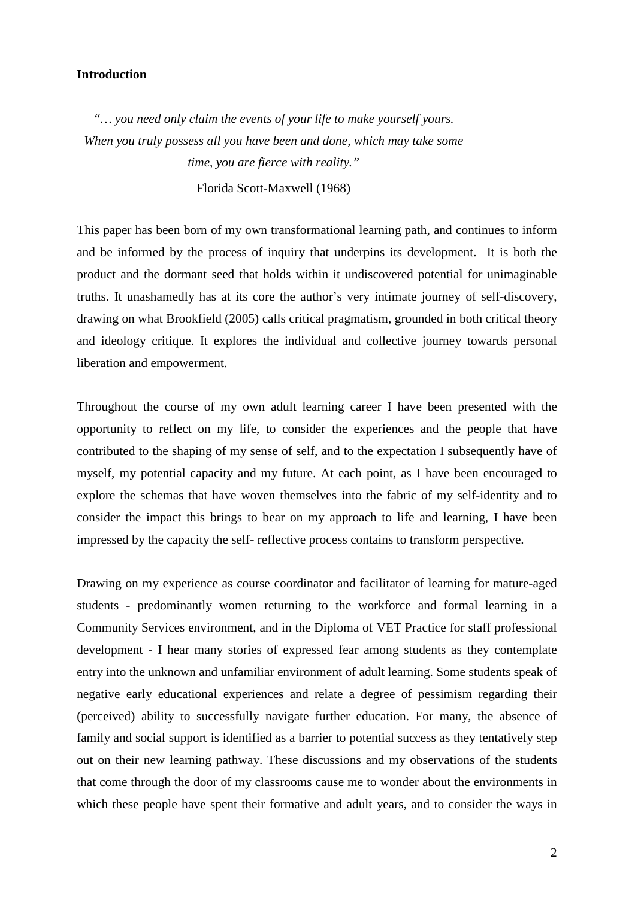**Introduction**

> *"… you need only claim the events of your life to make yourself yours. When you truly possess all you have been and done, which may take some time, you are fierce with reality."*
>
> Florida Scott-Maxwell (1968)

This paper has been born of my own transformational learning path, and continues to inform and be informed by the process of inquiry that underpins its development. It is both the product and the dormant seed that holds within it undiscovered potential for unimaginable truths. It unashamedly has at its core the author's very intimate journey of self-discovery, drawing on what Brookfield (2005) calls critical pragmatism, grounded in both critical theory and ideology critique. It explores the individual and collective journey towards personal liberation and empowerment.

Throughout the course of my own adult learning career I have been presented with the opportunity to reflect on my life, to consider the experiences and the people that have contributed to the shaping of my sense of self, and to the expectation I subsequently have of myself, my potential capacity and my future. At each point, as I have been encouraged to explore the schemas that have woven themselves into the fabric of my self-identity and to consider the impact this brings to bear on my approach to life and learning, I have been impressed by the capacity the self- reflective process contains to transform perspective.

Drawing on my experience as course coordinator and facilitator of learning for mature-aged students - predominantly women returning to the workforce and formal learning in a Community Services environment, and in the Diploma of VET Practice for staff professional development - I hear many stories of expressed fear among students as they contemplate entry into the unknown and unfamiliar environment of adult learning. Some students speak of negative early educational experiences and relate a degree of pessimism regarding their (perceived) ability to successfully navigate further education. For many, the absence of family and social support is identified as a barrier to potential success as they tentatively step out on their new learning pathway. These discussions and my observations of the students that come through the door of my classrooms cause me to wonder about the environments in which these people have spent their formative and adult years, and to consider the ways in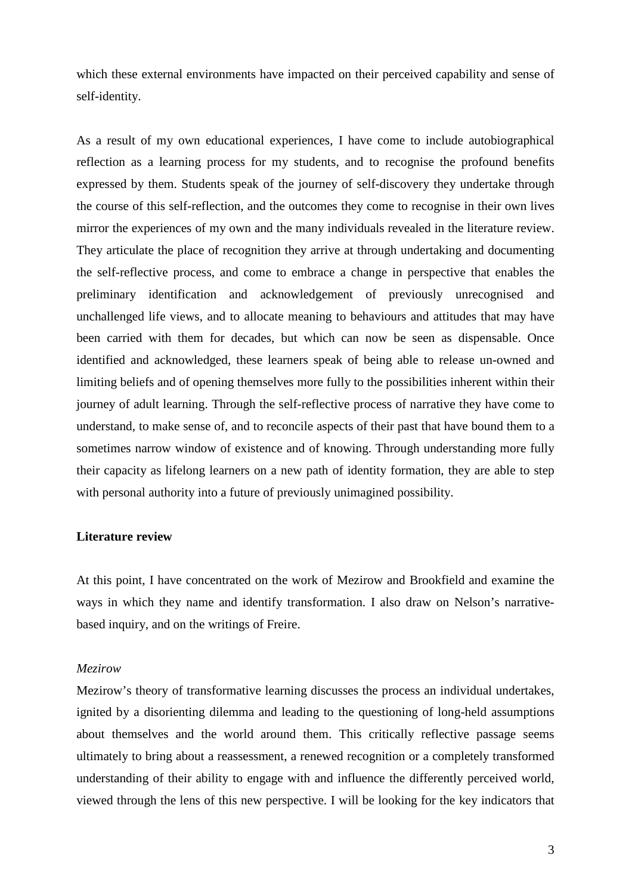which these external environments have impacted on their perceived capability and sense of self-identity.

As a result of my own educational experiences, I have come to include autobiographical reflection as a learning process for my students, and to recognise the profound benefits expressed by them. Students speak of the journey of self-discovery they undertake through the course of this self-reflection, and the outcomes they come to recognise in their own lives mirror the experiences of my own and the many individuals revealed in the literature review. They articulate the place of recognition they arrive at through undertaking and documenting the self-reflective process, and come to embrace a change in perspective that enables the preliminary identification and acknowledgement of previously unrecognised and unchallenged life views, and to allocate meaning to behaviours and attitudes that may have been carried with them for decades, but which can now be seen as dispensable. Once identified and acknowledged, these learners speak of being able to release un-owned and limiting beliefs and of opening themselves more fully to the possibilities inherent within their journey of adult learning. Through the self-reflective process of narrative they have come to understand, to make sense of, and to reconcile aspects of their past that have bound them to a sometimes narrow window of existence and of knowing. Through understanding more fully their capacity as lifelong learners on a new path of identity formation, they are able to step with personal authority into a future of previously unimagined possibility.

## Literature review

At this point, I have concentrated on the work of Mezirow and Brookfield and examine the ways in which they name and identify transformation. I also draw on Nelson's narrative-based inquiry, and on the writings of Freire.

### *Mezirow*

Mezirow's theory of transformative learning discusses the process an individual undertakes, ignited by a disorienting dilemma and leading to the questioning of long-held assumptions about themselves and the world around them. This critically reflective passage seems ultimately to bring about a reassessment, a renewed recognition or a completely transformed understanding of their ability to engage with and influence the differently perceived world, viewed through the lens of this new perspective. I will be looking for the key indicators that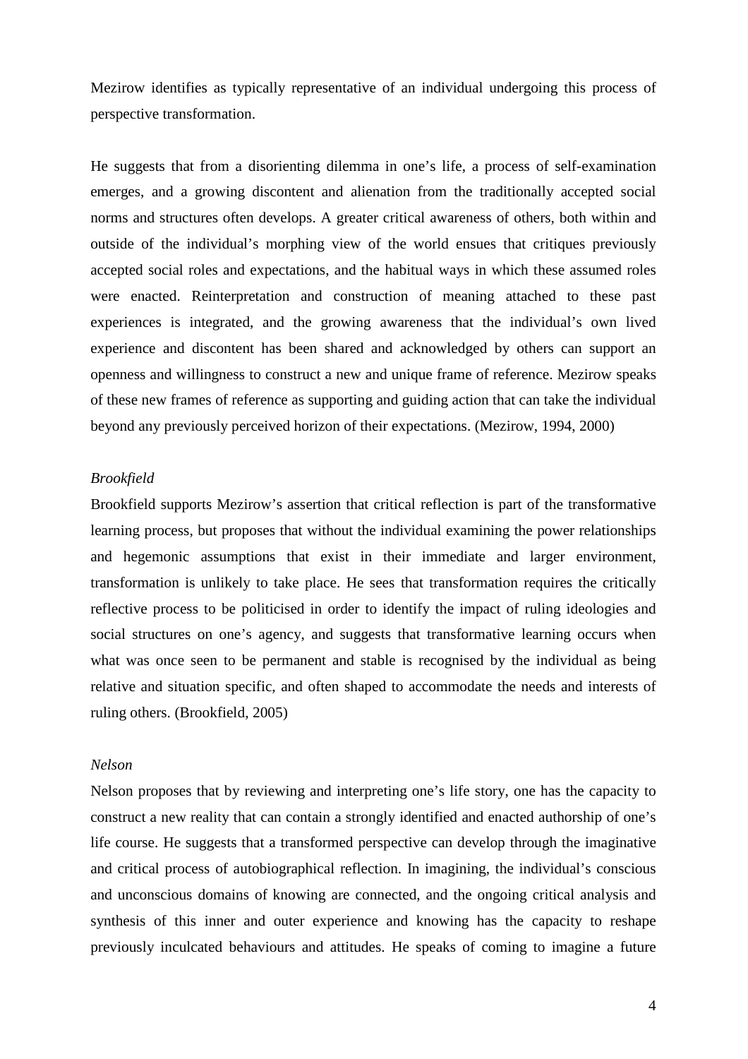Mezirow identifies as typically representative of an individual undergoing this process of perspective transformation.

He suggests that from a disorienting dilemma in one's life, a process of self-examination emerges, and a growing discontent and alienation from the traditionally accepted social norms and structures often develops. A greater critical awareness of others, both within and outside of the individual's morphing view of the world ensues that critiques previously accepted social roles and expectations, and the habitual ways in which these assumed roles were enacted. Reinterpretation and construction of meaning attached to these past experiences is integrated, and the growing awareness that the individual's own lived experience and discontent has been shared and acknowledged by others can support an openness and willingness to construct a new and unique frame of reference. Mezirow speaks of these new frames of reference as supporting and guiding action that can take the individual beyond any previously perceived horizon of their expectations. (Mezirow, 1994, 2000)

*Brookfield*

Brookfield supports Mezirow's assertion that critical reflection is part of the transformative learning process, but proposes that without the individual examining the power relationships and hegemonic assumptions that exist in their immediate and larger environment, transformation is unlikely to take place. He sees that transformation requires the critically reflective process to be politicised in order to identify the impact of ruling ideologies and social structures on one's agency, and suggests that transformative learning occurs when what was once seen to be permanent and stable is recognised by the individual as being relative and situation specific, and often shaped to accommodate the needs and interests of ruling others. (Brookfield, 2005)

*Nelson*

Nelson proposes that by reviewing and interpreting one's life story, one has the capacity to construct a new reality that can contain a strongly identified and enacted authorship of one's life course. He suggests that a transformed perspective can develop through the imaginative and critical process of autobiographical reflection. In imagining, the individual's conscious and unconscious domains of knowing are connected, and the ongoing critical analysis and synthesis of this inner and outer experience and knowing has the capacity to reshape previously inculcated behaviours and attitudes. He speaks of coming to imagine a future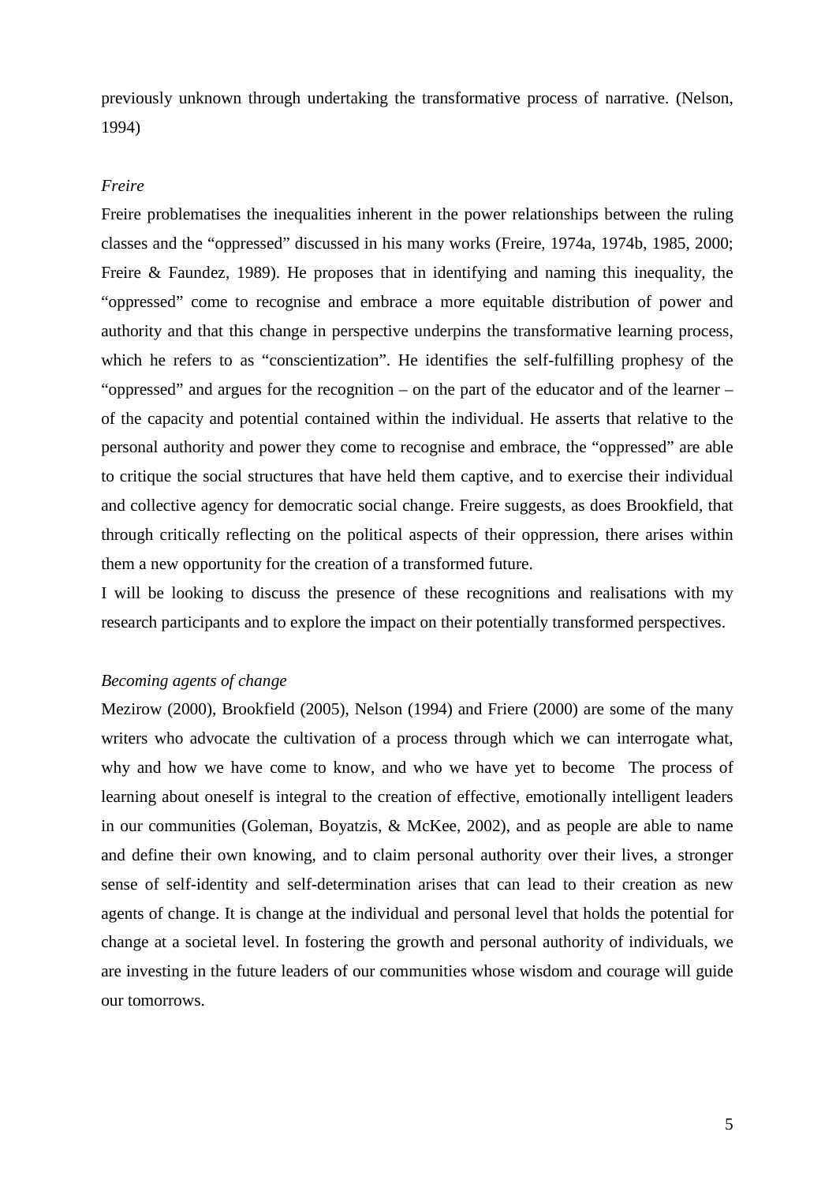previously unknown through undertaking the transformative process of narrative. (Nelson, 1994)

*Freire*

Freire problematises the inequalities inherent in the power relationships between the ruling classes and the "oppressed" discussed in his many works (Freire, 1974a, 1974b, 1985, 2000; Freire & Faundez, 1989). He proposes that in identifying and naming this inequality, the "oppressed" come to recognise and embrace a more equitable distribution of power and authority and that this change in perspective underpins the transformative learning process, which he refers to as "conscientization". He identifies the self-fulfilling prophesy of the "oppressed" and argues for the recognition – on the part of the educator and of the learner – of the capacity and potential contained within the individual. He asserts that relative to the personal authority and power they come to recognise and embrace, the "oppressed" are able to critique the social structures that have held them captive, and to exercise their individual and collective agency for democratic social change. Freire suggests, as does Brookfield, that through critically reflecting on the political aspects of their oppression, there arises within them a new opportunity for the creation of a transformed future.

I will be looking to discuss the presence of these recognitions and realisations with my research participants and to explore the impact on their potentially transformed perspectives.

*Becoming agents of change*

Mezirow (2000), Brookfield (2005), Nelson (1994) and Friere (2000) are some of the many writers who advocate the cultivation of a process through which we can interrogate what, why and how we have come to know, and who we have yet to become The process of learning about oneself is integral to the creation of effective, emotionally intelligent leaders in our communities (Goleman, Boyatzis, & McKee, 2002), and as people are able to name and define their own knowing, and to claim personal authority over their lives, a stronger sense of self-identity and self-determination arises that can lead to their creation as new agents of change. It is change at the individual and personal level that holds the potential for change at a societal level. In fostering the growth and personal authority of individuals, we are investing in the future leaders of our communities whose wisdom and courage will guide our tomorrows.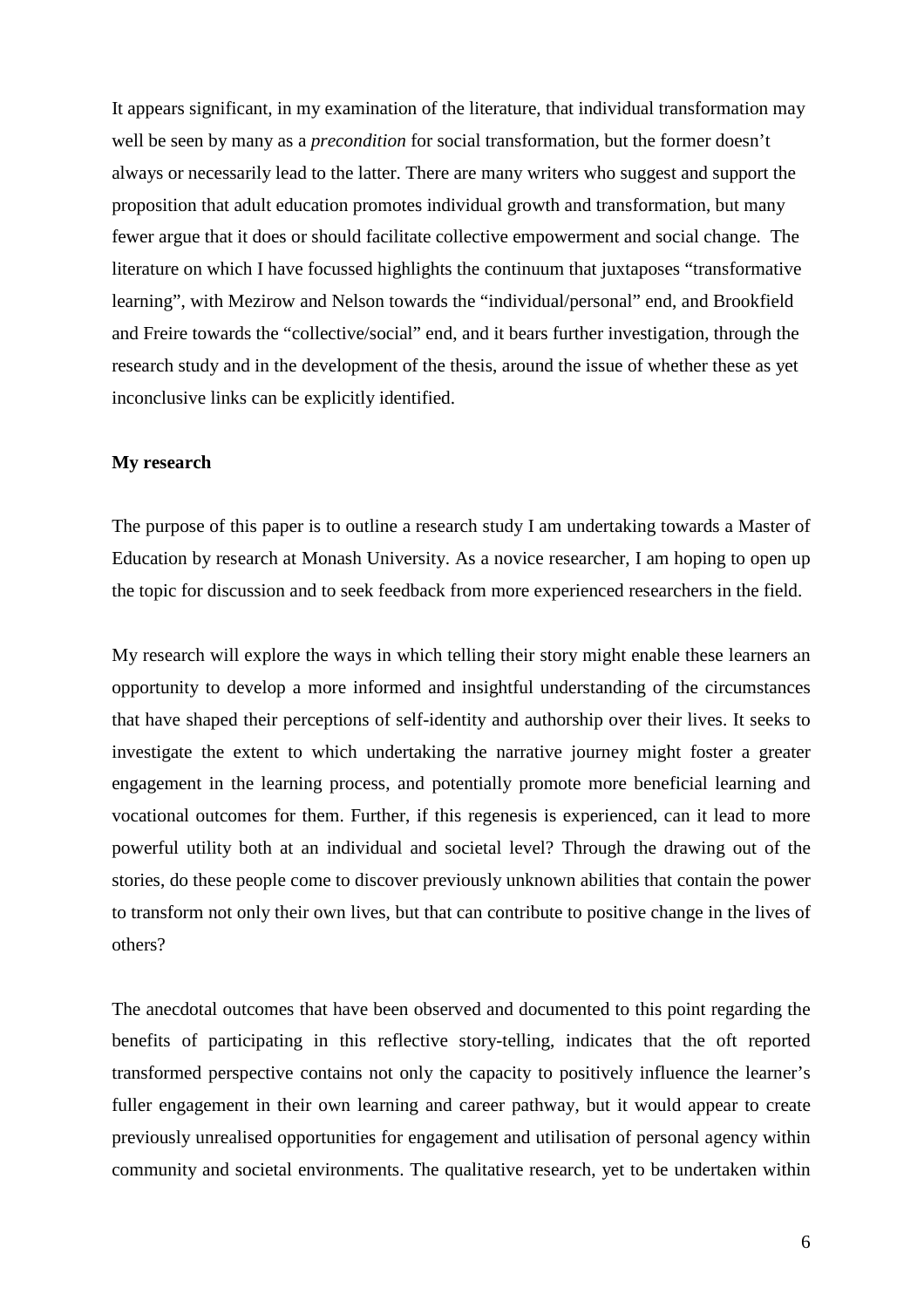It appears significant, in my examination of the literature, that individual transformation may well be seen by many as a *precondition* for social transformation, but the former doesn't always or necessarily lead to the latter. There are many writers who suggest and support the proposition that adult education promotes individual growth and transformation, but many fewer argue that it does or should facilitate collective empowerment and social change. The literature on which I have focussed highlights the continuum that juxtaposes "transformative learning", with Mezirow and Nelson towards the "individual/personal" end, and Brookfield and Freire towards the "collective/social" end, and it bears further investigation, through the research study and in the development of the thesis, around the issue of whether these as yet inconclusive links can be explicitly identified.

**My research**

The purpose of this paper is to outline a research study I am undertaking towards a Master of Education by research at Monash University. As a novice researcher, I am hoping to open up the topic for discussion and to seek feedback from more experienced researchers in the field.

My research will explore the ways in which telling their story might enable these learners an opportunity to develop a more informed and insightful understanding of the circumstances that have shaped their perceptions of self-identity and authorship over their lives. It seeks to investigate the extent to which undertaking the narrative journey might foster a greater engagement in the learning process, and potentially promote more beneficial learning and vocational outcomes for them. Further, if this regenesis is experienced, can it lead to more powerful utility both at an individual and societal level? Through the drawing out of the stories, do these people come to discover previously unknown abilities that contain the power to transform not only their own lives, but that can contribute to positive change in the lives of others?

The anecdotal outcomes that have been observed and documented to this point regarding the benefits of participating in this reflective story-telling, indicates that the oft reported transformed perspective contains not only the capacity to positively influence the learner's fuller engagement in their own learning and career pathway, but it would appear to create previously unrealised opportunities for engagement and utilisation of personal agency within community and societal environments. The qualitative research, yet to be undertaken within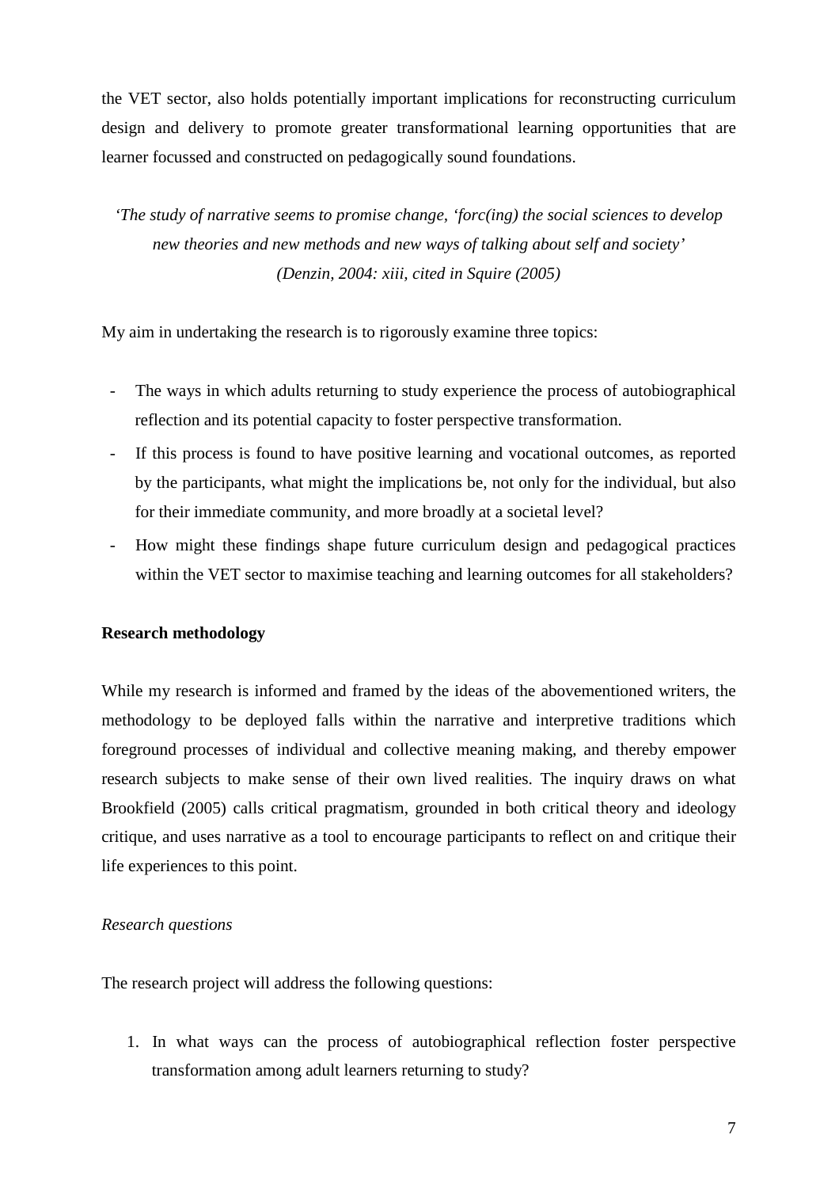the VET sector, also holds potentially important implications for reconstructing curriculum design and delivery to promote greater transformational learning opportunities that are learner focussed and constructed on pedagogically sound foundations.

*'The study of narrative seems to promise change, 'forc(ing) the social sciences to develop new theories and new methods and new ways of talking about self and society' (Denzin, 2004: xiii, cited in Squire (2005)*

My aim in undertaking the research is to rigorously examine three topics:

- The ways in which adults returning to study experience the process of autobiographical reflection and its potential capacity to foster perspective transformation.
- If this process is found to have positive learning and vocational outcomes, as reported by the participants, what might the implications be, not only for the individual, but also for their immediate community, and more broadly at a societal level?
- How might these findings shape future curriculum design and pedagogical practices within the VET sector to maximise teaching and learning outcomes for all stakeholders?

**Research methodology**

While my research is informed and framed by the ideas of the abovementioned writers, the methodology to be deployed falls within the narrative and interpretive traditions which foreground processes of individual and collective meaning making, and thereby empower research subjects to make sense of their own lived realities. The inquiry draws on what Brookfield (2005) calls critical pragmatism, grounded in both critical theory and ideology critique, and uses narrative as a tool to encourage participants to reflect on and critique their life experiences to this point.

*Research questions*

The research project will address the following questions:

1. In what ways can the process of autobiographical reflection foster perspective transformation among adult learners returning to study?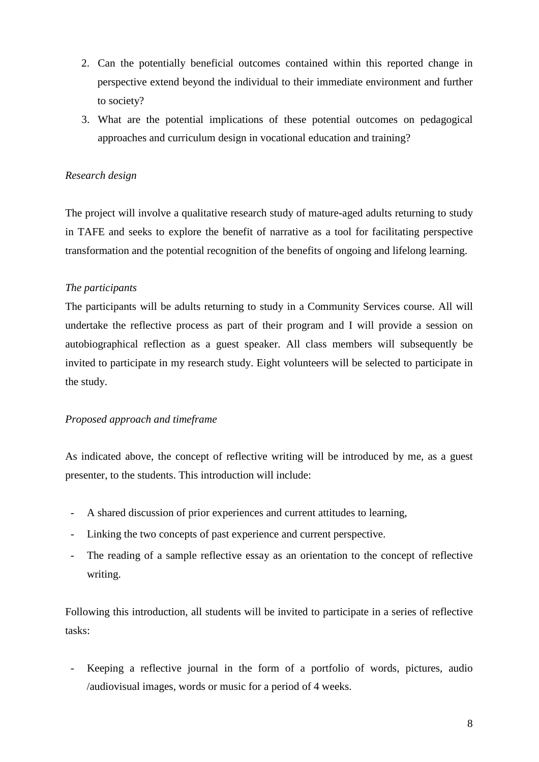2. Can the potentially beneficial outcomes contained within this reported change in perspective extend beyond the individual to their immediate environment and further to society?
3. What are the potential implications of these potential outcomes on pedagogical approaches and curriculum design in vocational education and training?

*Research design*

The project will involve a qualitative research study of mature-aged adults returning to study in TAFE and seeks to explore the benefit of narrative as a tool for facilitating perspective transformation and the potential recognition of the benefits of ongoing and lifelong learning.

*The participants*

The participants will be adults returning to study in a Community Services course. All will undertake the reflective process as part of their program and I will provide a session on autobiographical reflection as a guest speaker. All class members will subsequently be invited to participate in my research study. Eight volunteers will be selected to participate in the study.

*Proposed approach and timeframe*

As indicated above, the concept of reflective writing will be introduced by me, as a guest presenter, to the students. This introduction will include:

- A shared discussion of prior experiences and current attitudes to learning,
- Linking the two concepts of past experience and current perspective.
- The reading of a sample reflective essay as an orientation to the concept of reflective writing.

Following this introduction, all students will be invited to participate in a series of reflective tasks:

- Keeping a reflective journal in the form of a portfolio of words, pictures, audio /audiovisual images, words or music for a period of 4 weeks.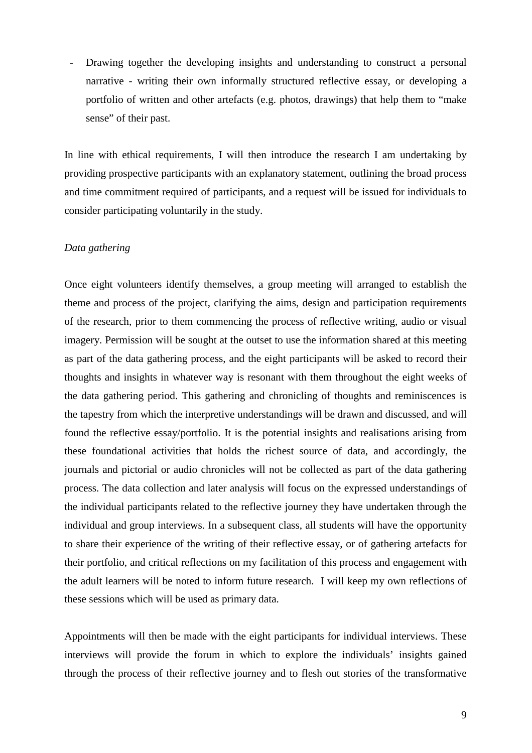- Drawing together the developing insights and understanding to construct a personal narrative - writing their own informally structured reflective essay, or developing a portfolio of written and other artefacts (e.g. photos, drawings) that help them to "make sense" of their past.

In line with ethical requirements, I will then introduce the research I am undertaking by providing prospective participants with an explanatory statement, outlining the broad process and time commitment required of participants, and a request will be issued for individuals to consider participating voluntarily in the study.

*Data gathering*

Once eight volunteers identify themselves, a group meeting will arranged to establish the theme and process of the project, clarifying the aims, design and participation requirements of the research, prior to them commencing the process of reflective writing, audio or visual imagery. Permission will be sought at the outset to use the information shared at this meeting as part of the data gathering process, and the eight participants will be asked to record their thoughts and insights in whatever way is resonant with them throughout the eight weeks of the data gathering period. This gathering and chronicling of thoughts and reminiscences is the tapestry from which the interpretive understandings will be drawn and discussed, and will found the reflective essay/portfolio. It is the potential insights and realisations arising from these foundational activities that holds the richest source of data, and accordingly, the journals and pictorial or audio chronicles will not be collected as part of the data gathering process. The data collection and later analysis will focus on the expressed understandings of the individual participants related to the reflective journey they have undertaken through the individual and group interviews. In a subsequent class, all students will have the opportunity to share their experience of the writing of their reflective essay, or of gathering artefacts for their portfolio, and critical reflections on my facilitation of this process and engagement with the adult learners will be noted to inform future research. I will keep my own reflections of these sessions which will be used as primary data.

Appointments will then be made with the eight participants for individual interviews. These interviews will provide the forum in which to explore the individuals' insights gained through the process of their reflective journey and to flesh out stories of the transformative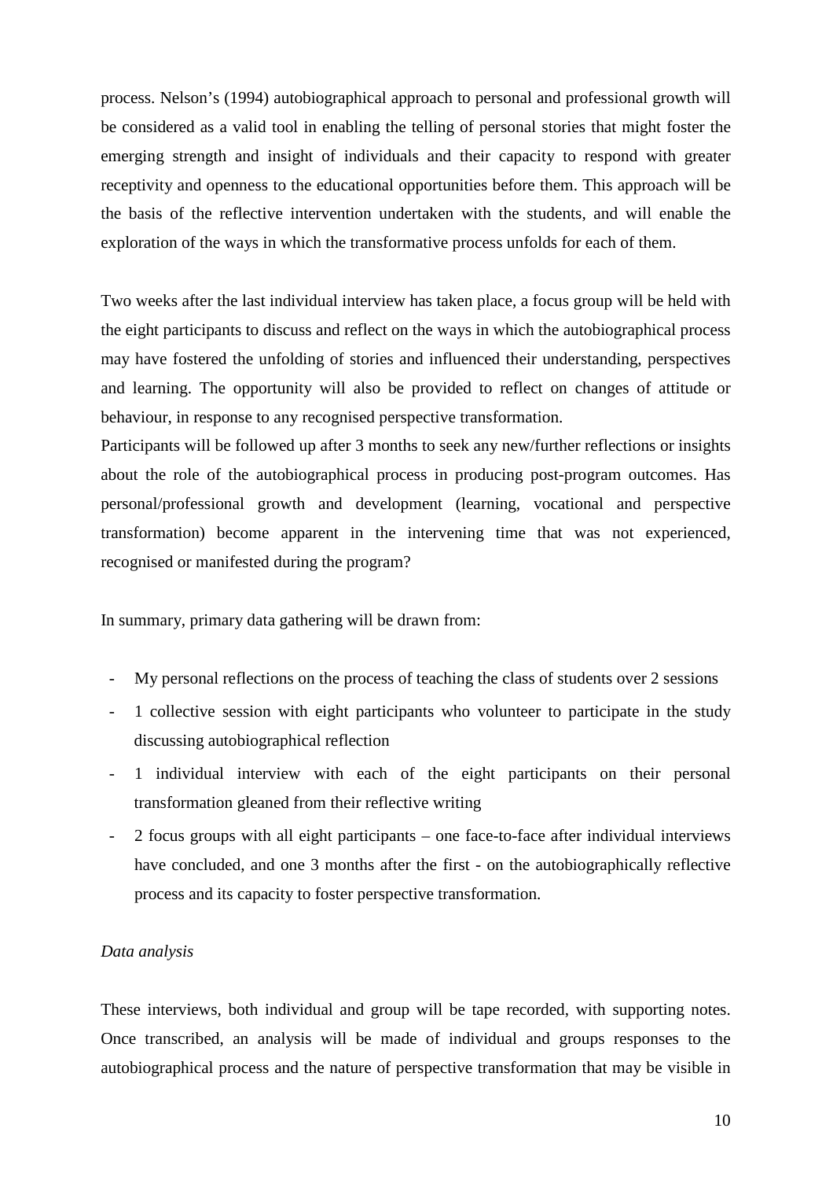process. Nelson's (1994) autobiographical approach to personal and professional growth will be considered as a valid tool in enabling the telling of personal stories that might foster the emerging strength and insight of individuals and their capacity to respond with greater receptivity and openness to the educational opportunities before them. This approach will be the basis of the reflective intervention undertaken with the students, and will enable the exploration of the ways in which the transformative process unfolds for each of them.

Two weeks after the last individual interview has taken place, a focus group will be held with the eight participants to discuss and reflect on the ways in which the autobiographical process may have fostered the unfolding of stories and influenced their understanding, perspectives and learning. The opportunity will also be provided to reflect on changes of attitude or behaviour, in response to any recognised perspective transformation.

Participants will be followed up after 3 months to seek any new/further reflections or insights about the role of the autobiographical process in producing post-program outcomes. Has personal/professional growth and development (learning, vocational and perspective transformation) become apparent in the intervening time that was not experienced, recognised or manifested during the program?

In summary, primary data gathering will be drawn from:

- My personal reflections on the process of teaching the class of students over 2 sessions
- 1 collective session with eight participants who volunteer to participate in the study discussing autobiographical reflection
- 1 individual interview with each of the eight participants on their personal transformation gleaned from their reflective writing
- 2 focus groups with all eight participants – one face-to-face after individual interviews have concluded, and one 3 months after the first - on the autobiographically reflective process and its capacity to foster perspective transformation.

*Data analysis*

These interviews, both individual and group will be tape recorded, with supporting notes. Once transcribed, an analysis will be made of individual and groups responses to the autobiographical process and the nature of perspective transformation that may be visible in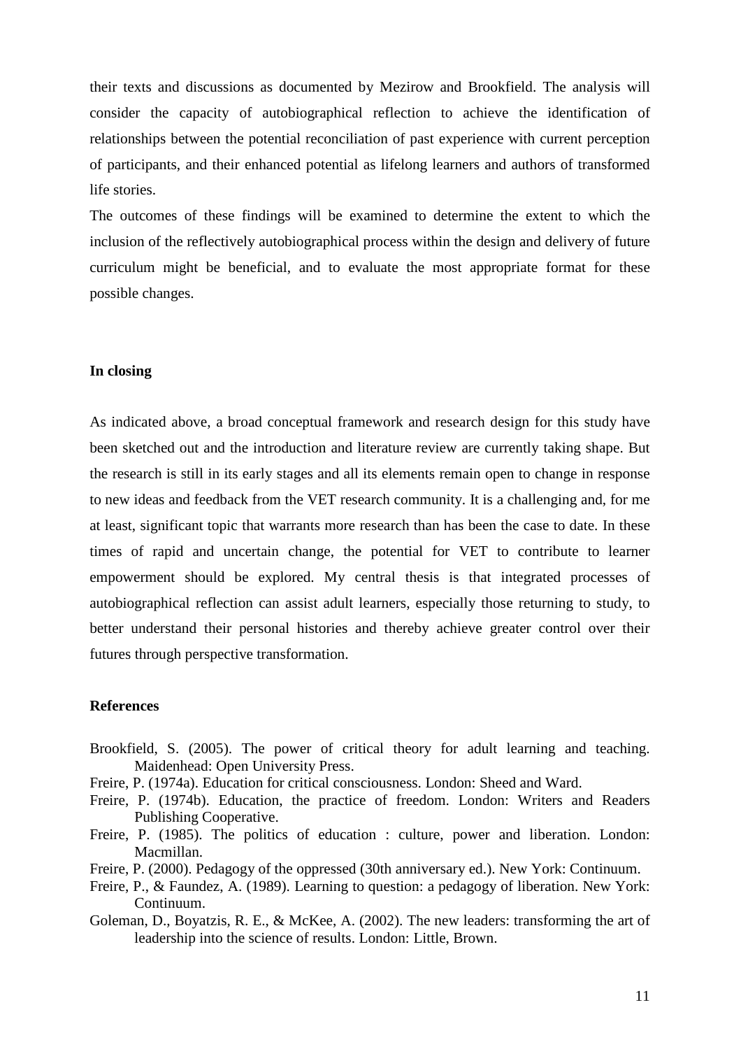their texts and discussions as documented by Mezirow and Brookfield. The analysis will consider the capacity of autobiographical reflection to achieve the identification of relationships between the potential reconciliation of past experience with current perception of participants, and their enhanced potential as lifelong learners and authors of transformed life stories.

The outcomes of these findings will be examined to determine the extent to which the inclusion of the reflectively autobiographical process within the design and delivery of future curriculum might be beneficial, and to evaluate the most appropriate format for these possible changes.

**In closing**

As indicated above, a broad conceptual framework and research design for this study have been sketched out and the introduction and literature review are currently taking shape. But the research is still in its early stages and all its elements remain open to change in response to new ideas and feedback from the VET research community. It is a challenging and, for me at least, significant topic that warrants more research than has been the case to date. In these times of rapid and uncertain change, the potential for VET to contribute to learner empowerment should be explored. My central thesis is that integrated processes of autobiographical reflection can assist adult learners, especially those returning to study, to better understand their personal histories and thereby achieve greater control over their futures through perspective transformation.

**References**

Brookfield, S. (2005). The power of critical theory for adult learning and teaching. Maidenhead: Open University Press.

Freire, P. (1974a). Education for critical consciousness. London: Sheed and Ward.

Freire, P. (1974b). Education, the practice of freedom. London: Writers and Readers Publishing Cooperative.

Freire, P. (1985). The politics of education : culture, power and liberation. London: Macmillan.

Freire, P. (2000). Pedagogy of the oppressed (30th anniversary ed.). New York: Continuum.

Freire, P., & Faundez, A. (1989). Learning to question: a pedagogy of liberation. New York: Continuum.

Goleman, D., Boyatzis, R. E., & McKee, A. (2002). The new leaders: transforming the art of leadership into the science of results. London: Little, Brown.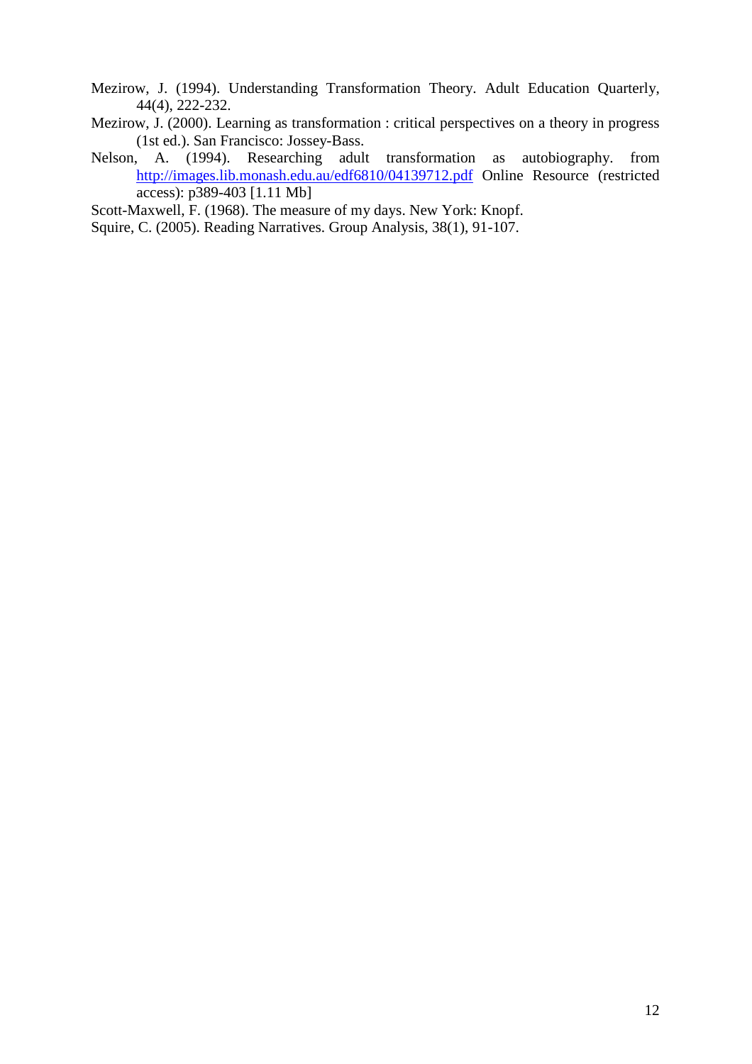Mezirow, J. (1994). Understanding Transformation Theory. Adult Education Quarterly, 44(4), 222-232.

Mezirow, J. (2000). Learning as transformation : critical perspectives on a theory in progress (1st ed.). San Francisco: Jossey-Bass.

Nelson, A. (1994). Researching adult transformation as autobiography. from http://images.lib.monash.edu.au/edf6810/04139712.pdf Online Resource (restricted access): p389-403 [1.11 Mb]

Scott-Maxwell, F. (1968). The measure of my days. New York: Knopf.

Squire, C. (2005). Reading Narratives. Group Analysis, 38(1), 91-107.